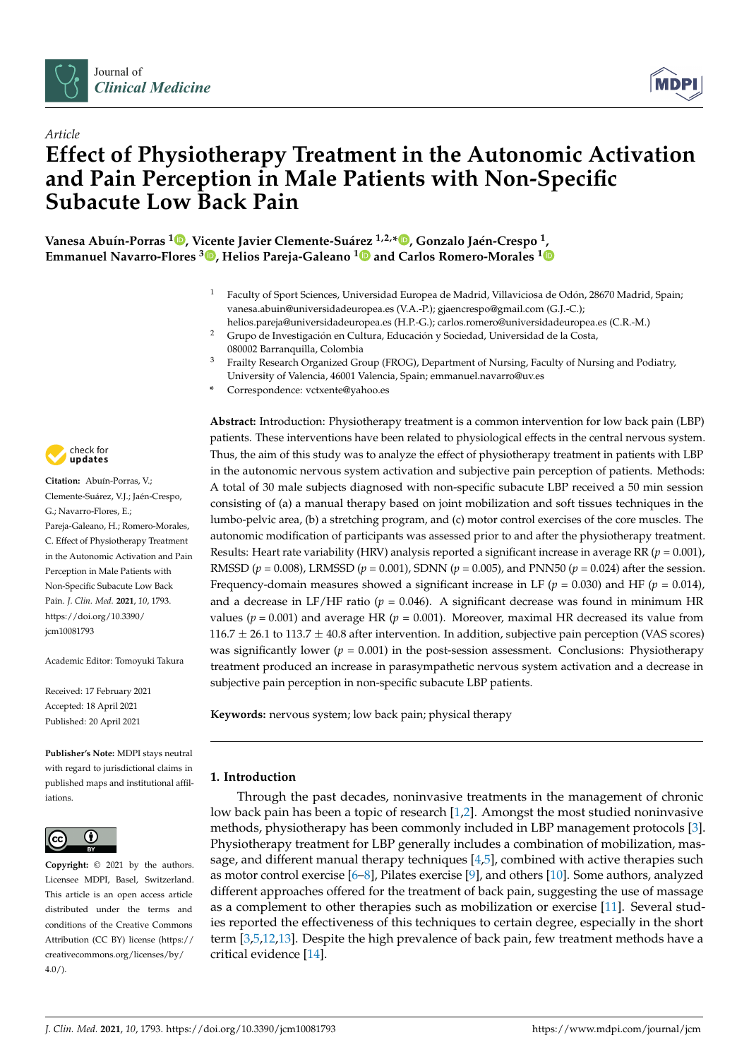*Article*

# Effect of Physiotherapy Treatment in the Autonomic Activation and Pain Perception in Male Patients with Non-Specific Subacute Low Back Pain

**Vanesa Abuín-Porras [1], Vicente Javier Clemente-Suárez [1,2,*], Gonzalo Jaén-Crespo [1], Emmanuel Navarro-Flores [3], Helios Pareja-Galeano [1] and Carlos Romero-Morales [1]**

[1] Faculty of Sport Sciences, Universidad Europea de Madrid, Villaviciosa de Odón, 28670 Madrid, Spain; vanesa.abuin@universidadeuropea.es (V.A.-P.); gjaencrespo@gmail.com (G.J.-C.); helios.pareja@universidadeuropea.es (H.P.-G.); carlos.romero@universidadeuropea.es (C.R.-M.)

[2] Grupo de Investigación en Cultura, Educación y Sociedad, Universidad de la Costa, 080002 Barranquilla, Colombia

[3] Frailty Research Organized Group (FROG), Department of Nursing, Faculty of Nursing and Podiatry, University of Valencia, 46001 Valencia, Spain; emmanuel.navarro@uv.es

\* Correspondence: vctxente@yahoo.es

**Citation:** Abuín-Porras, V.; Clemente-Suárez, V.J.; Jaén-Crespo, G.; Navarro-Flores, E.; Pareja-Galeano, H.; Romero-Morales, C. Effect of Physiotherapy Treatment in the Autonomic Activation and Pain Perception in Male Patients with Non-Specific Subacute Low Back Pain. *J. Clin. Med.* **2021**, *10*, 1793. https://doi.org/10.3390/jcm10081793

Academic Editor: Tomoyuki Takura

Received: 17 February 2021
Accepted: 18 April 2021
Published: 20 April 2021

**Publisher's Note:** MDPI stays neutral with regard to jurisdictional claims in published maps and institutional affiliations.

**Copyright:** © 2021 by the authors. Licensee MDPI, Basel, Switzerland. This article is an open access article distributed under the terms and conditions of the Creative Commons Attribution (CC BY) license (https://creativecommons.org/licenses/by/4.0/).

**Abstract:** Introduction: Physiotherapy treatment is a common intervention for low back pain (LBP) patients. These interventions have been related to physiological effects in the central nervous system. Thus, the aim of this study was to analyze the effect of physiotherapy treatment in patients with LBP in the autonomic nervous system activation and subjective pain perception of patients. Methods: A total of 30 male subjects diagnosed with non-specific subacute LBP received a 50 min session consisting of (a) a manual therapy based on joint mobilization and soft tissues techniques in the lumbo-pelvic area, (b) a stretching program, and (c) motor control exercises of the core muscles. The autonomic modification of participants was assessed prior to and after the physiotherapy treatment. Results: Heart rate variability (HRV) analysis reported a significant increase in average RR ($p$ = 0.001), RMSSD ($p$ = 0.008), LRMSSD ($p$ = 0.001), SDNN ($p$ = 0.005), and PNN50 ($p$ = 0.024) after the session. Frequency-domain measures showed a significant increase in LF ($p$ = 0.030) and HF ($p$ = 0.014), and a decrease in LF/HF ratio ($p$ = 0.046). A significant decrease was found in minimum HR values ($p$ = 0.001) and average HR ($p$ = 0.001). Moreover, maximal HR decreased its value from 116.7 ± 26.1 to 113.7 ± 40.8 after intervention. In addition, subjective pain perception (VAS scores) was significantly lower ($p$ = 0.001) in the post-session assessment. Conclusions: Physiotherapy treatment produced an increase in parasympathetic nervous system activation and a decrease in subjective pain perception in non-specific subacute LBP patients.

**Keywords:** nervous system; low back pain; physical therapy

## 1. Introduction

Through the past decades, noninvasive treatments in the management of chronic low back pain has been a topic of research [1,2]. Amongst the most studied noninvasive methods, physiotherapy has been commonly included in LBP management protocols [3]. Physiotherapy treatment for LBP generally includes a combination of mobilization, massage, and different manual therapy techniques [4,5], combined with active therapies such as motor control exercise [6–8], Pilates exercise [9], and others [10]. Some authors, analyzed different approaches offered for the treatment of back pain, suggesting the use of massage as a complement to other therapies such as mobilization or exercise [11]. Several studies reported the effectiveness of this techniques to certain degree, especially in the short term [3,5,12,13]. Despite the high prevalence of back pain, few treatment methods have a critical evidence [14].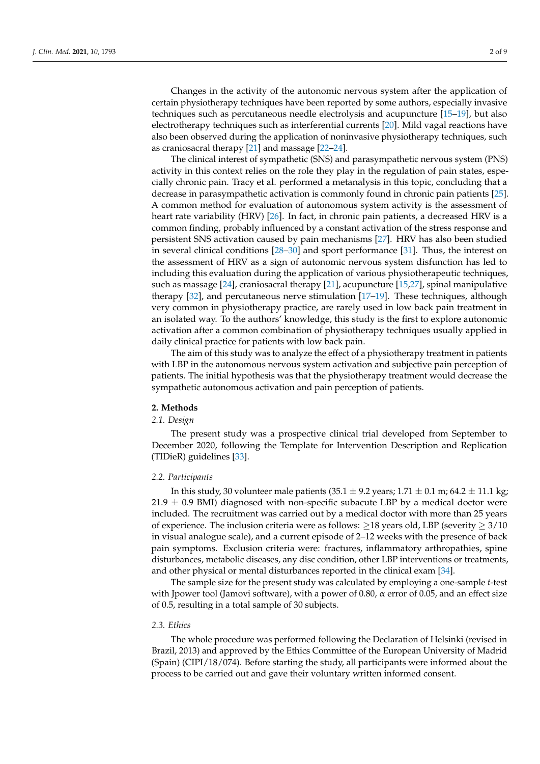Changes in the activity of the autonomic nervous system after the application of certain physiotherapy techniques have been reported by some authors, especially invasive techniques such as percutaneous needle electrolysis and acupuncture [15–19], but also electrotherapy techniques such as interferential currents [20]. Mild vagal reactions have also been observed during the application of noninvasive physiotherapy techniques, such as craniosacral therapy [21] and massage [22–24].

The clinical interest of sympathetic (SNS) and parasympathetic nervous system (PNS) activity in this context relies on the role they play in the regulation of pain states, especially chronic pain. Tracy et al. performed a metanalysis in this topic, concluding that a decrease in parasympathetic activation is commonly found in chronic pain patients [25]. A common method for evaluation of autonomous system activity is the assessment of heart rate variability (HRV) [26]. In fact, in chronic pain patients, a decreased HRV is a common finding, probably influenced by a constant activation of the stress response and persistent SNS activation caused by pain mechanisms [27]. HRV has also been studied in several clinical conditions [28–30] and sport performance [31]. Thus, the interest on the assessment of HRV as a sign of autonomic nervous system disfunction has led to including this evaluation during the application of various physiotherapeutic techniques, such as massage [24], craniosacral therapy [21], acupuncture [15,27], spinal manipulative therapy [32], and percutaneous nerve stimulation [17–19]. These techniques, although very common in physiotherapy practice, are rarely used in low back pain treatment in an isolated way. To the authors' knowledge, this study is the first to explore autonomic activation after a common combination of physiotherapy techniques usually applied in daily clinical practice for patients with low back pain.

The aim of this study was to analyze the effect of a physiotherapy treatment in patients with LBP in the autonomous nervous system activation and subjective pain perception of patients. The initial hypothesis was that the physiotherapy treatment would decrease the sympathetic autonomous activation and pain perception of patients.

## 2. Methods

### 2.1. Design

The present study was a prospective clinical trial developed from September to December 2020, following the Template for Intervention Description and Replication (TIDieR) guidelines [33].

### 2.2. Participants

In this study, 30 volunteer male patients (35.1 ± 9.2 years; 1.71 ± 0.1 m; 64.2 ± 11.1 kg; 21.9 ± 0.9 BMI) diagnosed with non-specific subacute LBP by a medical doctor were included. The recruitment was carried out by a medical doctor with more than 25 years of experience. The inclusion criteria were as follows: ≥18 years old, LBP (severity ≥ 3/10 in visual analogue scale), and a current episode of 2–12 weeks with the presence of back pain symptoms. Exclusion criteria were: fractures, inflammatory arthropathies, spine disturbances, metabolic diseases, any disc condition, other LBP interventions or treatments, and other physical or mental disturbances reported in the clinical exam [34].

The sample size for the present study was calculated by employing a one-sample *t*-test with Jpower tool (Jamovi software), with a power of 0.80, $\alpha$ error of 0.05, and an effect size of 0.5, resulting in a total sample of 30 subjects.

### 2.3. Ethics

The whole procedure was performed following the Declaration of Helsinki (revised in Brazil, 2013) and approved by the Ethics Committee of the European University of Madrid (Spain) (CIPI/18/074). Before starting the study, all participants were informed about the process to be carried out and gave their voluntary written informed consent.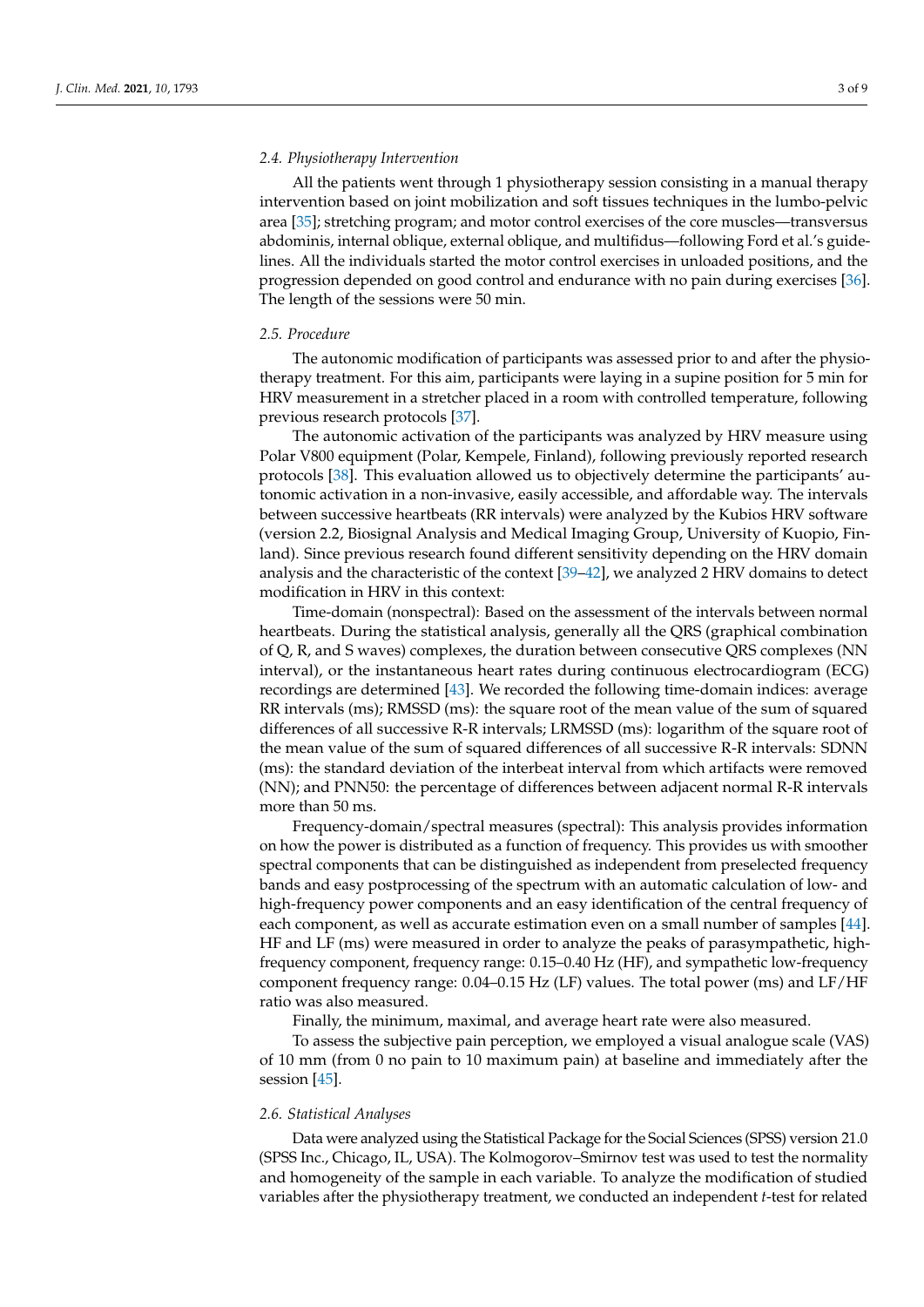### 2.4. Physiotherapy Intervention

All the patients went through 1 physiotherapy session consisting in a manual therapy intervention based on joint mobilization and soft tissues techniques in the lumbo-pelvic area [35]; stretching program; and motor control exercises of the core muscles—transversus abdominis, internal oblique, external oblique, and multifidus—following Ford et al.'s guidelines. All the individuals started the motor control exercises in unloaded positions, and the progression depended on good control and endurance with no pain during exercises [36]. The length of the sessions were 50 min.

### 2.5. Procedure

The autonomic modification of participants was assessed prior to and after the physiotherapy treatment. For this aim, participants were laying in a supine position for 5 min for HRV measurement in a stretcher placed in a room with controlled temperature, following previous research protocols [37].

The autonomic activation of the participants was analyzed by HRV measure using Polar V800 equipment (Polar, Kempele, Finland), following previously reported research protocols [38]. This evaluation allowed us to objectively determine the participants' autonomic activation in a non-invasive, easily accessible, and affordable way. The intervals between successive heartbeats (RR intervals) were analyzed by the Kubios HRV software (version 2.2, Biosignal Analysis and Medical Imaging Group, University of Kuopio, Finland). Since previous research found different sensitivity depending on the HRV domain analysis and the characteristic of the context [39–42], we analyzed 2 HRV domains to detect modification in HRV in this context:

Time-domain (nonspectral): Based on the assessment of the intervals between normal heartbeats. During the statistical analysis, generally all the QRS (graphical combination of Q, R, and S waves) complexes, the duration between consecutive QRS complexes (NN interval), or the instantaneous heart rates during continuous electrocardiogram (ECG) recordings are determined [43]. We recorded the following time-domain indices: average RR intervals (ms); RMSSD (ms): the square root of the mean value of the sum of squared differences of all successive R-R intervals; LRMSSD (ms): logarithm of the square root of the mean value of the sum of squared differences of all successive R-R intervals: SDNN (ms): the standard deviation of the interbeat interval from which artifacts were removed (NN); and PNN50: the percentage of differences between adjacent normal R-R intervals more than 50 ms.

Frequency-domain/spectral measures (spectral): This analysis provides information on how the power is distributed as a function of frequency. This provides us with smoother spectral components that can be distinguished as independent from preselected frequency bands and easy postprocessing of the spectrum with an automatic calculation of low- and high-frequency power components and an easy identification of the central frequency of each component, as well as accurate estimation even on a small number of samples [44]. HF and LF (ms) were measured in order to analyze the peaks of parasympathetic, high-frequency component, frequency range: 0.15–0.40 Hz (HF), and sympathetic low-frequency component frequency range: 0.04–0.15 Hz (LF) values. The total power (ms) and LF/HF ratio was also measured.

Finally, the minimum, maximal, and average heart rate were also measured.

To assess the subjective pain perception, we employed a visual analogue scale (VAS) of 10 mm (from 0 no pain to 10 maximum pain) at baseline and immediately after the session [45].

### 2.6. Statistical Analyses

Data were analyzed using the Statistical Package for the Social Sciences (SPSS) version 21.0 (SPSS Inc., Chicago, IL, USA). The Kolmogorov–Smirnov test was used to test the normality and homogeneity of the sample in each variable. To analyze the modification of studied variables after the physiotherapy treatment, we conducted an independent *t*-test for related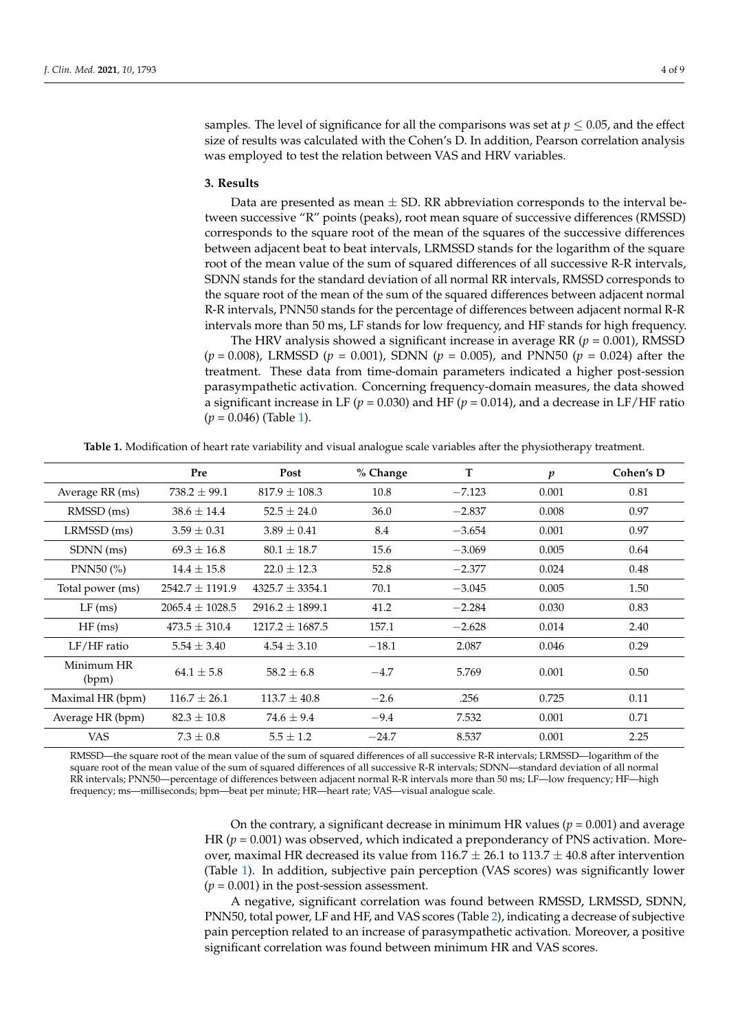samples. The level of significance for all the comparisons was set at $p \leq 0.05$, and the effect size of results was calculated with the Cohen's D. In addition, Pearson correlation analysis was employed to test the relation between VAS and HRV variables.

## 3. Results

Data are presented as mean ± SD. RR abbreviation corresponds to the interval between successive "R" points (peaks), root mean square of successive differences (RMSSD) corresponds to the square root of the mean of the squares of the successive differences between adjacent beat to beat intervals, LRMSSD stands for the logarithm of the square root of the mean value of the sum of squared differences of all successive R-R intervals, SDNN stands for the standard deviation of all normal RR intervals, RMSSD corresponds to the square root of the mean of the sum of the squared differences between adjacent normal R-R intervals, PNN50 stands for the percentage of differences between adjacent normal R-R intervals more than 50 ms, LF stands for low frequency, and HF stands for high frequency.

The HRV analysis showed a significant increase in average RR ($p$ = 0.001), RMSSD ($p$ = 0.008), LRMSSD ($p$ = 0.001), SDNN ($p$ = 0.005), and PNN50 ($p$ = 0.024) after the treatment. These data from time-domain parameters indicated a higher post-session parasympathetic activation. Concerning frequency-domain measures, the data showed a significant increase in LF ($p$ = 0.030) and HF ($p$ = 0.014), and a decrease in LF/HF ratio ($p$ = 0.046) (Table 1).

**Table 1.** Modification of heart rate variability and visual analogue scale variables after the physiotherapy treatment.

| | Pre | Post | % Change | T | *p* | Cohen's D |
|---|---|---|---|---|---|---|
| Average RR (ms) | 738.2 ± 99.1 | 817.9 ± 108.3 | 10.8 | −7.123 | 0.001 | 0.81 |
| RMSSD (ms) | 38.6 ± 14.4 | 52.5 ± 24.0 | 36.0 | −2.837 | 0.008 | 0.97 |
| LRMSSD (ms) | 3.59 ± 0.31 | 3.89 ± 0.41 | 8.4 | −3.654 | 0.001 | 0.97 |
| SDNN (ms) | 69.3 ± 16.8 | 80.1 ± 18.7 | 15.6 | −3.069 | 0.005 | 0.64 |
| PNN50 (%) | 14.4 ± 15.8 | 22.0 ± 12.3 | 52.8 | −2.377 | 0.024 | 0.48 |
| Total power (ms) | 2542.7 ± 1191.9 | 4325.7 ± 3354.1 | 70.1 | −3.045 | 0.005 | 1.50 |
| LF (ms) | 2065.4 ± 1028.5 | 2916.2 ± 1899.1 | 41.2 | −2.284 | 0.030 | 0.83 |
| HF (ms) | 473.5 ± 310.4 | 1217.2 ± 1687.5 | 157.1 | −2.628 | 0.014 | 2.40 |
| LF/HF ratio | 5.54 ± 3.40 | 4.54 ± 3.10 | −18.1 | 2.087 | 0.046 | 0.29 |
| Minimum HR (bpm) | 64.1 ± 5.8 | 58.2 ± 6.8 | −4.7 | 5.769 | 0.001 | 0.50 |
| Maximal HR (bpm) | 116.7 ± 26.1 | 113.7 ± 40.8 | −2.6 | .256 | 0.725 | 0.11 |
| Average HR (bpm) | 82.3 ± 10.8 | 74.6 ± 9.4 | −9.4 | 7.532 | 0.001 | 0.71 |
| VAS | 7.3 ± 0.8 | 5.5 ± 1.2 | −24.7 | 8.537 | 0.001 | 2.25 |

RMSSD—the square root of the mean value of the sum of squared differences of all successive R-R intervals; LRMSSD—logarithm of the square root of the mean value of the sum of squared differences of all successive R-R intervals; SDNN—standard deviation of all normal RR intervals; PNN50—percentage of differences between adjacent normal R-R intervals more than 50 ms; LF—low frequency; HF—high frequency; ms—milliseconds; bpm—beat per minute; HR—heart rate; VAS—visual analogue scale.

On the contrary, a significant decrease in minimum HR values ($p$ = 0.001) and average HR ($p$ = 0.001) was observed, which indicated a preponderancy of PNS activation. Moreover, maximal HR decreased its value from 116.7 ± 26.1 to 113.7 ± 40.8 after intervention (Table 1). In addition, subjective pain perception (VAS scores) was significantly lower ($p$ = 0.001) in the post-session assessment.

A negative, significant correlation was found between RMSSD, LRMSSD, SDNN, PNN50, total power, LF and HF, and VAS scores (Table 2), indicating a decrease of subjective pain perception related to an increase of parasympathetic activation. Moreover, a positive significant correlation was found between minimum HR and VAS scores.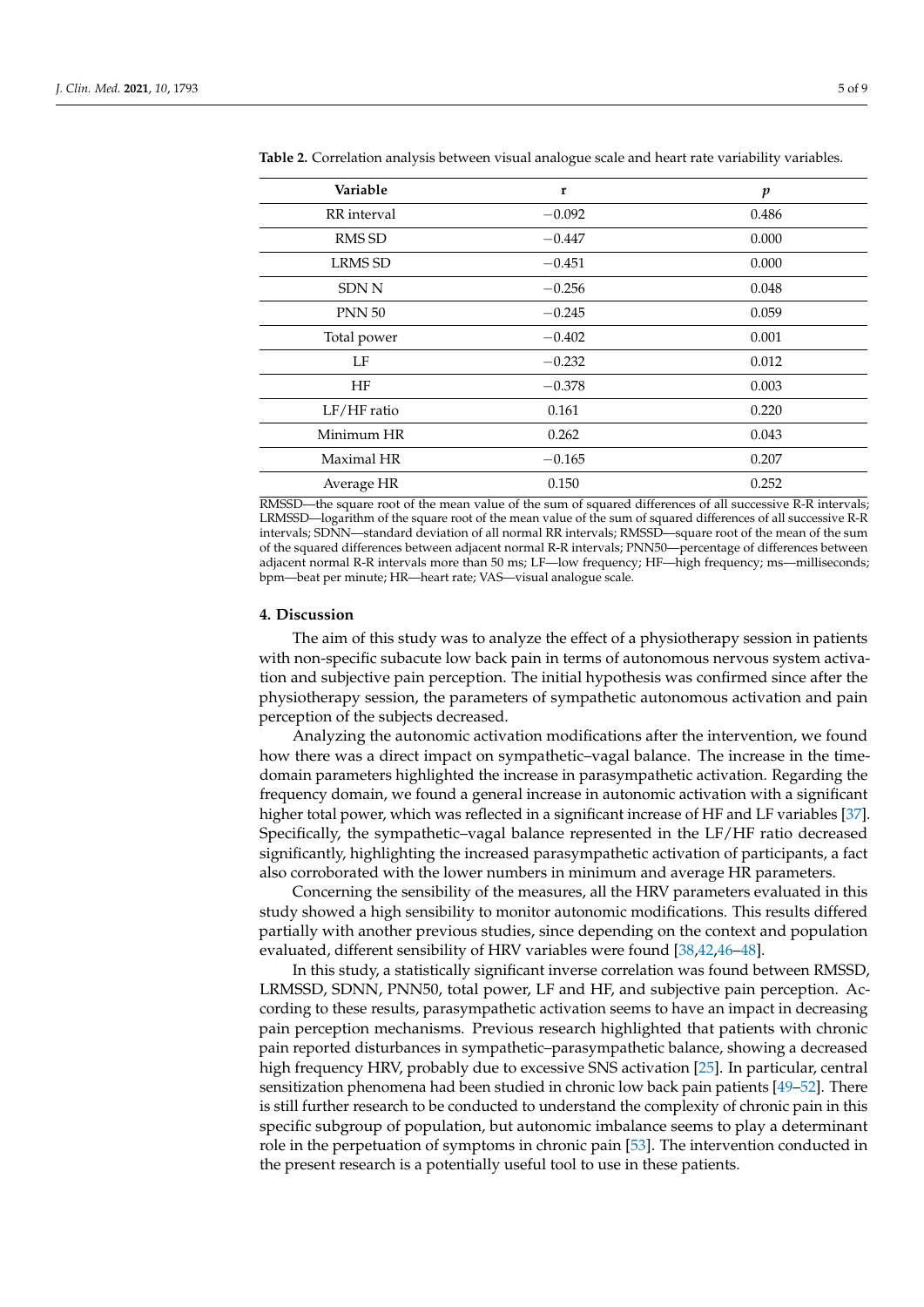**Table 2.** Correlation analysis between visual analogue scale and heart rate variability variables.

| Variable | r | *p* |
|---|---|---|
| RR interval | −0.092 | 0.486 |
| RMS SD | −0.447 | 0.000 |
| LRMS SD | −0.451 | 0.000 |
| SDN N | −0.256 | 0.048 |
| PNN 50 | −0.245 | 0.059 |
| Total power | −0.402 | 0.001 |
| LF | −0.232 | 0.012 |
| HF | −0.378 | 0.003 |
| LF/HF ratio | 0.161 | 0.220 |
| Minimum HR | 0.262 | 0.043 |
| Maximal HR | −0.165 | 0.207 |
| Average HR | 0.150 | 0.252 |

RMSSD—the square root of the mean value of the sum of squared differences of all successive R-R intervals; LRMSSD—logarithm of the square root of the mean value of the sum of squared differences of all successive R-R intervals; SDNN—standard deviation of all normal RR intervals; RMSSD—square root of the mean of the sum of the squared differences between adjacent normal R-R intervals; PNN50—percentage of differences between adjacent normal R-R intervals more than 50 ms; LF—low frequency; HF—high frequency; ms—milliseconds; bpm—beat per minute; HR—heart rate; VAS—visual analogue scale.

## 4. Discussion

The aim of this study was to analyze the effect of a physiotherapy session in patients with non-specific subacute low back pain in terms of autonomous nervous system activation and subjective pain perception. The initial hypothesis was confirmed since after the physiotherapy session, the parameters of sympathetic autonomous activation and pain perception of the subjects decreased.

Analyzing the autonomic activation modifications after the intervention, we found how there was a direct impact on sympathetic–vagal balance. The increase in the time-domain parameters highlighted the increase in parasympathetic activation. Regarding the frequency domain, we found a general increase in autonomic activation with a significant higher total power, which was reflected in a significant increase of HF and LF variables [37]. Specifically, the sympathetic–vagal balance represented in the LF/HF ratio decreased significantly, highlighting the increased parasympathetic activation of participants, a fact also corroborated with the lower numbers in minimum and average HR parameters.

Concerning the sensibility of the measures, all the HRV parameters evaluated in this study showed a high sensibility to monitor autonomic modifications. This results differed partially with another previous studies, since depending on the context and population evaluated, different sensibility of HRV variables were found [38,42,46–48].

In this study, a statistically significant inverse correlation was found between RMSSD, LRMSSD, SDNN, PNN50, total power, LF and HF, and subjective pain perception. According to these results, parasympathetic activation seems to have an impact in decreasing pain perception mechanisms. Previous research highlighted that patients with chronic pain reported disturbances in sympathetic–parasympathetic balance, showing a decreased high frequency HRV, probably due to excessive SNS activation [25]. In particular, central sensitization phenomena had been studied in chronic low back pain patients [49–52]. There is still further research to be conducted to understand the complexity of chronic pain in this specific subgroup of population, but autonomic imbalance seems to play a determinant role in the perpetuation of symptoms in chronic pain [53]. The intervention conducted in the present research is a potentially useful tool to use in these patients.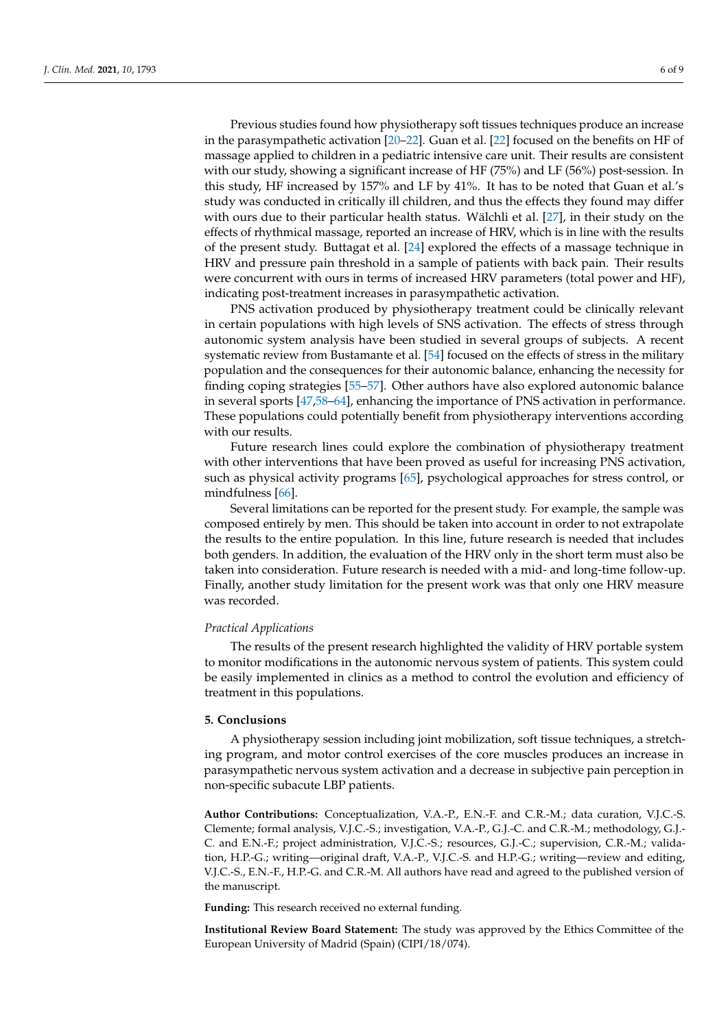Previous studies found how physiotherapy soft tissues techniques produce an increase in the parasympathetic activation [20–22]. Guan et al. [22] focused on the benefits on HF of massage applied to children in a pediatric intensive care unit. Their results are consistent with our study, showing a significant increase of HF (75%) and LF (56%) post-session. In this study, HF increased by 157% and LF by 41%. It has to be noted that Guan et al.'s study was conducted in critically ill children, and thus the effects they found may differ with ours due to their particular health status. Wälchli et al. [27], in their study on the effects of rhythmical massage, reported an increase of HRV, which is in line with the results of the present study. Buttagat et al. [24] explored the effects of a massage technique in HRV and pressure pain threshold in a sample of patients with back pain. Their results were concurrent with ours in terms of increased HRV parameters (total power and HF), indicating post-treatment increases in parasympathetic activation.

PNS activation produced by physiotherapy treatment could be clinically relevant in certain populations with high levels of SNS activation. The effects of stress through autonomic system analysis have been studied in several groups of subjects. A recent systematic review from Bustamante et al. [54] focused on the effects of stress in the military population and the consequences for their autonomic balance, enhancing the necessity for finding coping strategies [55–57]. Other authors have also explored autonomic balance in several sports [47,58–64], enhancing the importance of PNS activation in performance. These populations could potentially benefit from physiotherapy interventions according with our results.

Future research lines could explore the combination of physiotherapy treatment with other interventions that have been proved as useful for increasing PNS activation, such as physical activity programs [65], psychological approaches for stress control, or mindfulness [66].

Several limitations can be reported for the present study. For example, the sample was composed entirely by men. This should be taken into account in order to not extrapolate the results to the entire population. In this line, future research is needed that includes both genders. In addition, the evaluation of the HRV only in the short term must also be taken into consideration. Future research is needed with a mid- and long-time follow-up. Finally, another study limitation for the present work was that only one HRV measure was recorded.

*Practical Applications*

The results of the present research highlighted the validity of HRV portable system to monitor modifications in the autonomic nervous system of patients. This system could be easily implemented in clinics as a method to control the evolution and efficiency of treatment in this populations.

## 5. Conclusions

A physiotherapy session including joint mobilization, soft tissue techniques, a stretching program, and motor control exercises of the core muscles produces an increase in parasympathetic nervous system activation and a decrease in subjective pain perception in non-specific subacute LBP patients.

**Author Contributions:** Conceptualization, V.A.-P., E.N.-F. and C.R.-M.; data curation, V.J.C.-S. Clemente; formal analysis, V.J.C.-S.; investigation, V.A.-P., G.J.-C. and C.R.-M.; methodology, G.J.-C. and E.N.-F.; project administration, V.J.C.-S.; resources, G.J.-C.; supervision, C.R.-M.; validation, H.P.-G.; writing—original draft, V.A.-P., V.J.C.-S. and H.P.-G.; writing—review and editing, V.J.C.-S., E.N.-F., H.P.-G. and C.R.-M. All authors have read and agreed to the published version of the manuscript.

**Funding:** This research received no external funding.

**Institutional Review Board Statement:** The study was approved by the Ethics Committee of the European University of Madrid (Spain) (CIPI/18/074).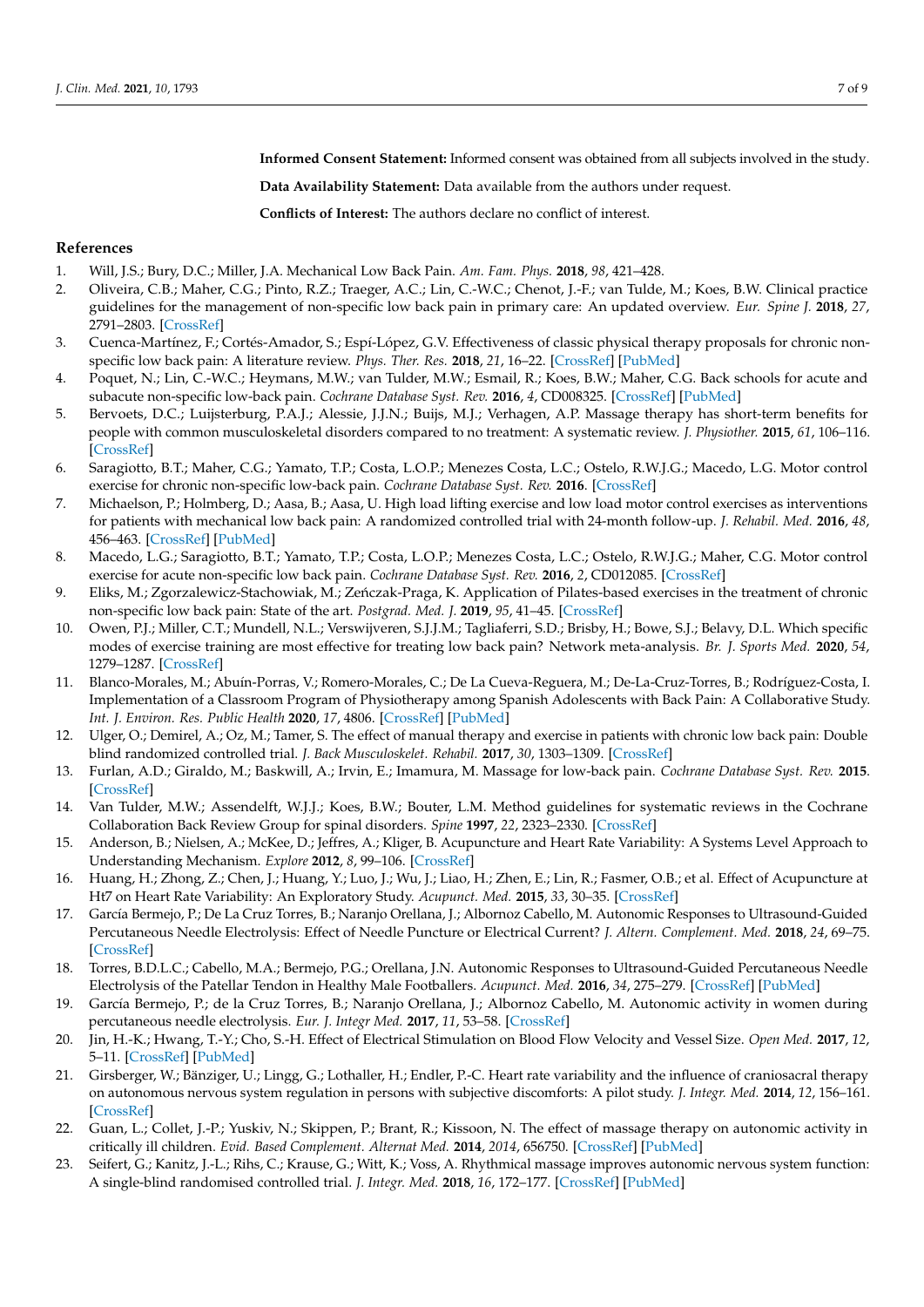**Informed Consent Statement:** Informed consent was obtained from all subjects involved in the study.

**Data Availability Statement:** Data available from the authors under request.

**Conflicts of Interest:** The authors declare no conflict of interest.

## References

1. Will, J.S.; Bury, D.C.; Miller, J.A. Mechanical Low Back Pain. *Am. Fam. Phys.* **2018**, *98*, 421–428.
2. Oliveira, C.B.; Maher, C.G.; Pinto, R.Z.; Traeger, A.C.; Lin, C.-W.C.; Chenot, J.-F.; van Tulde, M.; Koes, B.W. Clinical practice guidelines for the management of non-specific low back pain in primary care: An updated overview. *Eur. Spine J.* **2018**, *27*, 2791–2803. [CrossRef]
3. Cuenca-Martínez, F.; Cortés-Amador, S.; Espí-López, G.V. Effectiveness of classic physical therapy proposals for chronic non-specific low back pain: A literature review. *Phys. Ther. Res.* **2018**, *21*, 16–22. [CrossRef] [PubMed]
4. Poquet, N.; Lin, C.-W.C.; Heymans, M.W.; van Tulder, M.W.; Esmail, R.; Koes, B.W.; Maher, C.G. Back schools for acute and subacute non-specific low-back pain. *Cochrane Database Syst. Rev.* **2016**, *4*, CD008325. [CrossRef] [PubMed]
5. Bervoets, D.C.; Luijsterburg, P.A.J.; Alessie, J.J.N.; Buijs, M.J.; Verhagen, A.P. Massage therapy has short-term benefits for people with common musculoskeletal disorders compared to no treatment: A systematic review. *J. Physiother.* **2015**, *61*, 106–116. [CrossRef]
6. Saragiotto, B.T.; Maher, C.G.; Yamato, T.P.; Costa, L.O.P.; Menezes Costa, L.C.; Ostelo, R.W.J.G.; Macedo, L.G. Motor control exercise for chronic non-specific low-back pain. *Cochrane Database Syst. Rev.* **2016**. [CrossRef]
7. Michaelson, P.; Holmberg, D.; Aasa, B.; Aasa, U. High load lifting exercise and low load motor control exercises as interventions for patients with mechanical low back pain: A randomized controlled trial with 24-month follow-up. *J. Rehabil. Med.* **2016**, *48*, 456–463. [CrossRef] [PubMed]
8. Macedo, L.G.; Saragiotto, B.T.; Yamato, T.P.; Costa, L.O.P.; Menezes Costa, L.C.; Ostelo, R.W.J.G.; Maher, C.G. Motor control exercise for acute non-specific low back pain. *Cochrane Database Syst. Rev.* **2016**, *2*, CD012085. [CrossRef]
9. Eliks, M.; Zgorzalewicz-Stachowiak, M.; Zeńczak-Praga, K. Application of Pilates-based exercises in the treatment of chronic non-specific low back pain: State of the art. *Postgrad. Med. J.* **2019**, *95*, 41–45. [CrossRef]
10. Owen, P.J.; Miller, C.T.; Mundell, N.L.; Verswijveren, S.J.J.M.; Tagliaferri, S.D.; Brisby, H.; Bowe, S.J.; Belavy, D.L. Which specific modes of exercise training are most effective for treating low back pain? Network meta-analysis. *Br. J. Sports Med.* **2020**, *54*, 1279–1287. [CrossRef]
11. Blanco-Morales, M.; Abuín-Porras, V.; Romero-Morales, C.; De La Cueva-Reguera, M.; De-La-Cruz-Torres, B.; Rodríguez-Costa, I. Implementation of a Classroom Program of Physiotherapy among Spanish Adolescents with Back Pain: A Collaborative Study. *Int. J. Environ. Res. Public Health* **2020**, *17*, 4806. [CrossRef] [PubMed]
12. Ulger, O.; Demirel, A.; Oz, M.; Tamer, S. The effect of manual therapy and exercise in patients with chronic low back pain: Double blind randomized controlled trial. *J. Back Musculoskelet. Rehabil.* **2017**, *30*, 1303–1309. [CrossRef]
13. Furlan, A.D.; Giraldo, M.; Baskwill, A.; Irvin, E.; Imamura, M. Massage for low-back pain. *Cochrane Database Syst. Rev.* **2015**. [CrossRef]
14. Van Tulder, M.W.; Assendelft, W.J.J.; Koes, B.W.; Bouter, L.M. Method guidelines for systematic reviews in the Cochrane Collaboration Back Review Group for spinal disorders. *Spine* **1997**, *22*, 2323–2330. [CrossRef]
15. Anderson, B.; Nielsen, A.; McKee, D.; Jeffres, A.; Kliger, B. Acupuncture and Heart Rate Variability: A Systems Level Approach to Understanding Mechanism. *Explore* **2012**, *8*, 99–106. [CrossRef]
16. Huang, H.; Zhong, Z.; Chen, J.; Huang, Y.; Luo, J.; Wu, J.; Liao, H.; Zhen, E.; Lin, R.; Fasmer, O.B.; et al. Effect of Acupuncture at Ht7 on Heart Rate Variability: An Exploratory Study. *Acupunct. Med.* **2015**, *33*, 30–35. [CrossRef]
17. García Bermejo, P.; De La Cruz Torres, B.; Naranjo Orellana, J.; Albornoz Cabello, M. Autonomic Responses to Ultrasound-Guided Percutaneous Needle Electrolysis: Effect of Needle Puncture or Electrical Current? *J. Altern. Complement. Med.* **2018**, *24*, 69–75. [CrossRef]
18. Torres, B.D.L.C.; Cabello, M.A.; Bermejo, P.G.; Orellana, J.N. Autonomic Responses to Ultrasound-Guided Percutaneous Needle Electrolysis of the Patellar Tendon in Healthy Male Footballers. *Acupunct. Med.* **2016**, *34*, 275–279. [CrossRef] [PubMed]
19. García Bermejo, P.; de la Cruz Torres, B.; Naranjo Orellana, J.; Albornoz Cabello, M. Autonomic activity in women during percutaneous needle electrolysis. *Eur. J. Integr Med.* **2017**, *11*, 53–58. [CrossRef]
20. Jin, H.-K.; Hwang, T.-Y.; Cho, S.-H. Effect of Electrical Stimulation on Blood Flow Velocity and Vessel Size. *Open Med.* **2017**, *12*, 5–11. [CrossRef] [PubMed]
21. Girsberger, W.; Bänziger, U.; Lingg, G.; Lothaller, H.; Endler, P.-C. Heart rate variability and the influence of craniosacral therapy on autonomous nervous system regulation in persons with subjective discomforts: A pilot study. *J. Integr. Med.* **2014**, *12*, 156–161. [CrossRef]
22. Guan, L.; Collet, J.-P.; Yuskiv, N.; Skippen, P.; Brant, R.; Kissoon, N. The effect of massage therapy on autonomic activity in critically ill children. *Evid. Based Complement. Alternat Med.* **2014**, *2014*, 656750. [CrossRef] [PubMed]
23. Seifert, G.; Kanitz, J.-L.; Rihs, C.; Krause, G.; Witt, K.; Voss, A. Rhythmical massage improves autonomic nervous system function: A single-blind randomised controlled trial. *J. Integr. Med.* **2018**, *16*, 172–177. [CrossRef] [PubMed]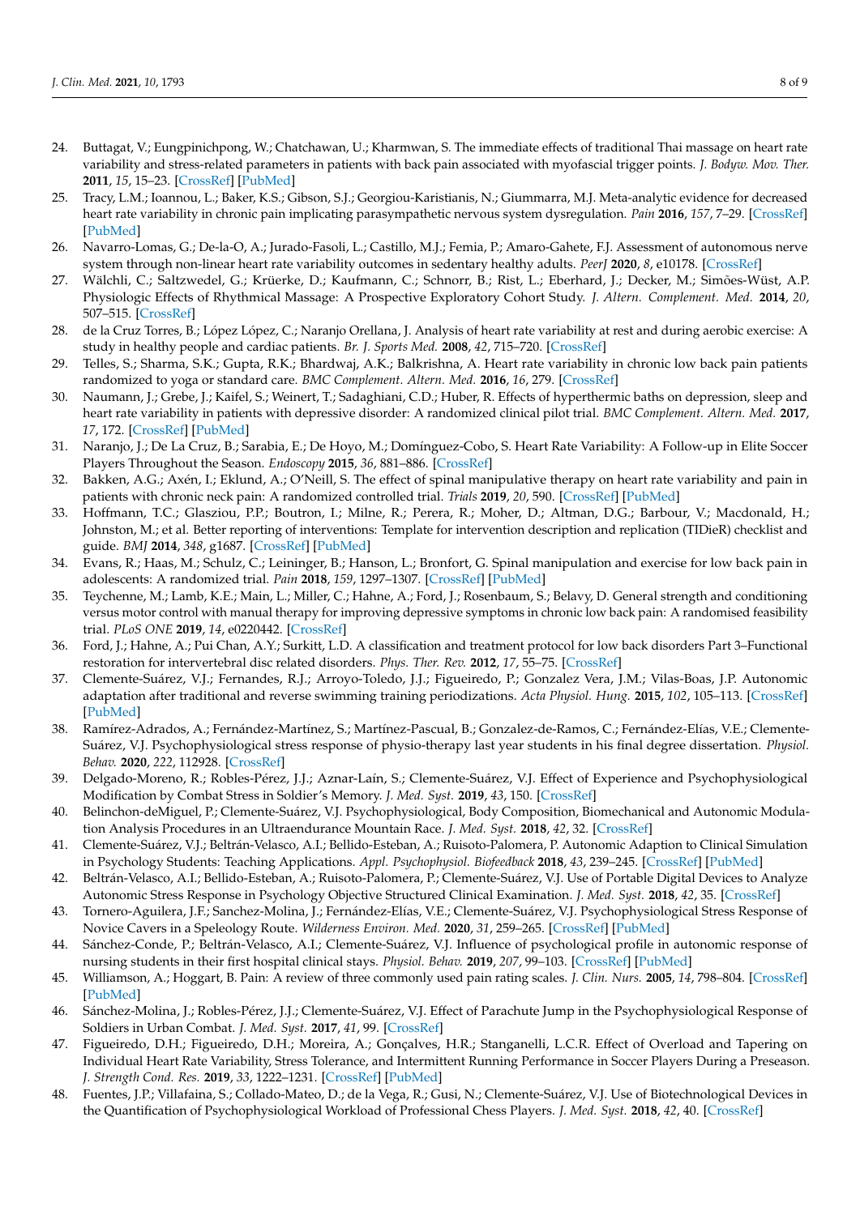24. Buttagat, V.; Eungpinichpong, W.; Chatchawan, U.; Kharmwan, S. The immediate effects of traditional Thai massage on heart rate variability and stress-related parameters in patients with back pain associated with myofascial trigger points. *J. Bodyw. Mov. Ther.* **2011**, *15*, 15–23. [CrossRef] [PubMed]
25. Tracy, L.M.; Ioannou, L.; Baker, K.S.; Gibson, S.J.; Georgiou-Karistianis, N.; Giummarra, M.J. Meta-analytic evidence for decreased heart rate variability in chronic pain implicating parasympathetic nervous system dysregulation. *Pain* **2016**, *157*, 7–29. [CrossRef] [PubMed]
26. Navarro-Lomas, G.; De-la-O, A.; Jurado-Fasoli, L.; Castillo, M.J.; Femia, P.; Amaro-Gahete, F.J. Assessment of autonomous nerve system through non-linear heart rate variability outcomes in sedentary healthy adults. *PeerJ* **2020**, *8*, e10178. [CrossRef]
27. Wälchli, C.; Saltzwedel, G.; Krüerke, D.; Kaufmann, C.; Schnorr, B.; Rist, L.; Eberhard, J.; Decker, M.; Simões-Wüst, A.P. Physiologic Effects of Rhythmical Massage: A Prospective Exploratory Cohort Study. *J. Altern. Complement. Med.* **2014**, *20*, 507–515. [CrossRef]
28. de la Cruz Torres, B.; López López, C.; Naranjo Orellana, J. Analysis of heart rate variability at rest and during aerobic exercise: A study in healthy people and cardiac patients. *Br. J. Sports Med.* **2008**, *42*, 715–720. [CrossRef]
29. Telles, S.; Sharma, S.K.; Gupta, R.K.; Bhardwaj, A.K.; Balkrishna, A. Heart rate variability in chronic low back pain patients randomized to yoga or standard care. *BMC Complement. Altern. Med.* **2016**, *16*, 279. [CrossRef]
30. Naumann, J.; Grebe, J.; Kaifel, S.; Weinert, T.; Sadaghiani, C.D.; Huber, R. Effects of hyperthermic baths on depression, sleep and heart rate variability in patients with depressive disorder: A randomized clinical pilot trial. *BMC Complement. Altern. Med.* **2017**, *17*, 172. [CrossRef] [PubMed]
31. Naranjo, J.; De La Cruz, B.; Sarabia, E.; De Hoyo, M.; Domínguez-Cobo, S. Heart Rate Variability: A Follow-up in Elite Soccer Players Throughout the Season. *Endoscopy* **2015**, *36*, 881–886. [CrossRef]
32. Bakken, A.G.; Axén, I.; Eklund, A.; O'Neill, S. The effect of spinal manipulative therapy on heart rate variability and pain in patients with chronic neck pain: A randomized controlled trial. *Trials* **2019**, *20*, 590. [CrossRef] [PubMed]
33. Hoffmann, T.C.; Glasziou, P.P.; Boutron, I.; Milne, R.; Perera, R.; Moher, D.; Altman, D.G.; Barbour, V.; Macdonald, H.; Johnston, M.; et al. Better reporting of interventions: Template for intervention description and replication (TIDieR) checklist and guide. *BMJ* **2014**, *348*, g1687. [CrossRef] [PubMed]
34. Evans, R.; Haas, M.; Schulz, C.; Leininger, B.; Hanson, L.; Bronfort, G. Spinal manipulation and exercise for low back pain in adolescents: A randomized trial. *Pain* **2018**, *159*, 1297–1307. [CrossRef] [PubMed]
35. Teychenne, M.; Lamb, K.E.; Main, L.; Miller, C.; Hahne, A.; Ford, J.; Rosenbaum, S.; Belavy, D. General strength and conditioning versus motor control with manual therapy for improving depressive symptoms in chronic low back pain: A randomised feasibility trial. *PLoS ONE* **2019**, *14*, e0220442. [CrossRef]
36. Ford, J.; Hahne, A.; Pui Chan, A.Y.; Surkitt, L.D. A classification and treatment protocol for low back disorders Part 3–Functional restoration for intervertebral disc related disorders. *Phys. Ther. Rev.* **2012**, *17*, 55–75. [CrossRef]
37. Clemente-Suárez, V.J.; Fernandes, R.J.; Arroyo-Toledo, J.J.; Figueiredo, P.; Gonzalez Vera, J.M.; Vilas-Boas, J.P. Autonomic adaptation after traditional and reverse swimming training periodizations. *Acta Physiol. Hung.* **2015**, *102*, 105–113. [CrossRef] [PubMed]
38. Ramírez-Adrados, A.; Fernández-Martínez, S.; Martínez-Pascual, B.; Gonzalez-de-Ramos, C.; Fernández-Elías, V.E.; Clemente-Suárez, V.J. Psychophysiological stress response of physio-therapy last year students in his final degree dissertation. *Physiol. Behav.* **2020**, *222*, 112928. [CrossRef]
39. Delgado-Moreno, R.; Robles-Pérez, J.J.; Aznar-Laín, S.; Clemente-Suárez, V.J. Effect of Experience and Psychophysiological Modification by Combat Stress in Soldier's Memory. *J. Med. Syst.* **2019**, *43*, 150. [CrossRef]
40. Belinchon-deMiguel, P.; Clemente-Suárez, V.J. Psychophysiological, Body Composition, Biomechanical and Autonomic Modulation Analysis Procedures in an Ultraendurance Mountain Race. *J. Med. Syst.* **2018**, *42*, 32. [CrossRef]
41. Clemente-Suárez, V.J.; Beltrán-Velasco, A.I.; Bellido-Esteban, A.; Ruisoto-Palomera, P. Autonomic Adaption to Clinical Simulation in Psychology Students: Teaching Applications. *Appl. Psychophysiol. Biofeedback* **2018**, *43*, 239–245. [CrossRef] [PubMed]
42. Beltrán-Velasco, A.I.; Bellido-Esteban, A.; Ruisoto-Palomera, P.; Clemente-Suárez, V.J. Use of Portable Digital Devices to Analyze Autonomic Stress Response in Psychology Objective Structured Clinical Examination. *J. Med. Syst.* **2018**, *42*, 35. [CrossRef]
43. Tornero-Aguilera, J.F.; Sanchez-Molina, J.; Fernández-Elías, V.E.; Clemente-Suárez, V.J. Psychophysiological Stress Response of Novice Cavers in a Speleology Route. *Wilderness Environ. Med.* **2020**, *31*, 259–265. [CrossRef] [PubMed]
44. Sánchez-Conde, P.; Beltrán-Velasco, A.I.; Clemente-Suárez, V.J. Influence of psychological profile in autonomic response of nursing students in their first hospital clinical stays. *Physiol. Behav.* **2019**, *207*, 99–103. [CrossRef] [PubMed]
45. Williamson, A.; Hoggart, B. Pain: A review of three commonly used pain rating scales. *J. Clin. Nurs.* **2005**, *14*, 798–804. [CrossRef] [PubMed]
46. Sánchez-Molina, J.; Robles-Pérez, J.J.; Clemente-Suárez, V.J. Effect of Parachute Jump in the Psychophysiological Response of Soldiers in Urban Combat. *J. Med. Syst.* **2017**, *41*, 99. [CrossRef]
47. Figueiredo, D.H.; Figueiredo, D.H.; Moreira, A.; Gonçalves, H.R.; Stanganelli, L.C.R. Effect of Overload and Tapering on Individual Heart Rate Variability, Stress Tolerance, and Intermittent Running Performance in Soccer Players During a Preseason. *J. Strength Cond. Res.* **2019**, *33*, 1222–1231. [CrossRef] [PubMed]
48. Fuentes, J.P.; Villafaina, S.; Collado-Mateo, D.; de la Vega, R.; Gusi, N.; Clemente-Suárez, V.J. Use of Biotechnological Devices in the Quantification of Psychophysiological Workload of Professional Chess Players. *J. Med. Syst.* **2018**, *42*, 40. [CrossRef]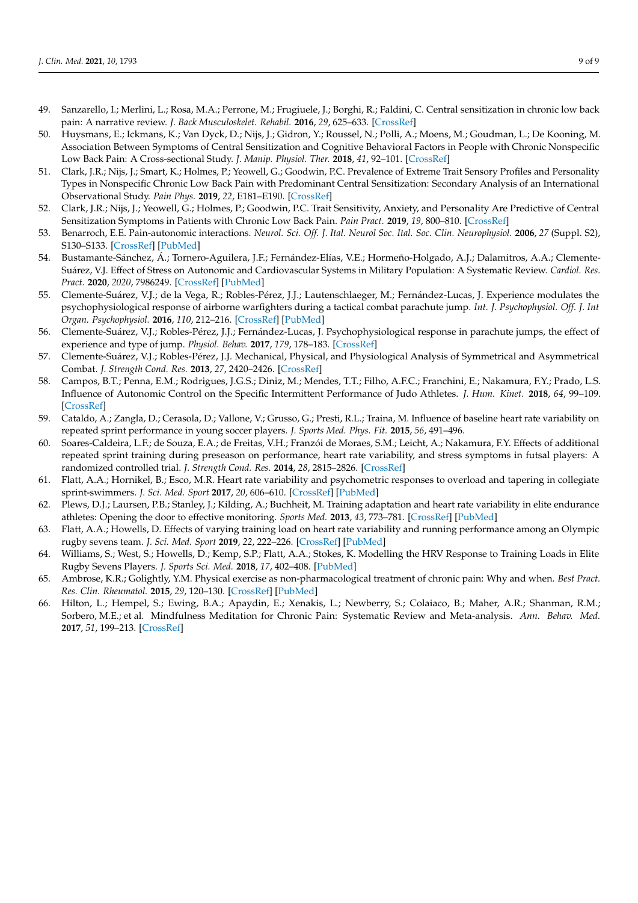49. Sanzarello, I.; Merlini, L.; Rosa, M.A.; Perrone, M.; Frugiuele, J.; Borghi, R.; Faldini, C. Central sensitization in chronic low back pain: A narrative review. *J. Back Musculoskelet. Rehabil.* **2016**, *29*, 625–633. [CrossRef]
50. Huysmans, E.; Ickmans, K.; Van Dyck, D.; Nijs, J.; Gidron, Y.; Roussel, N.; Polli, A.; Moens, M.; Goudman, L.; De Kooning, M. Association Between Symptoms of Central Sensitization and Cognitive Behavioral Factors in People with Chronic Nonspecific Low Back Pain: A Cross-sectional Study. *J. Manip. Physiol. Ther.* **2018**, *41*, 92–101. [CrossRef]
51. Clark, J.R.; Nijs, J.; Smart, K.; Holmes, P.; Yeowell, G.; Goodwin, P.C. Prevalence of Extreme Trait Sensory Profiles and Personality Types in Nonspecific Chronic Low Back Pain with Predominant Central Sensitization: Secondary Analysis of an International Observational Study. *Pain Phys.* **2019**, *22*, E181–E190. [CrossRef]
52. Clark, J.R.; Nijs, J.; Yeowell, G.; Holmes, P.; Goodwin, P.C. Trait Sensitivity, Anxiety, and Personality Are Predictive of Central Sensitization Symptoms in Patients with Chronic Low Back Pain. *Pain Pract.* **2019**, *19*, 800–810. [CrossRef]
53. Benarroch, E.E. Pain-autonomic interactions. *Neurol. Sci. Off. J. Ital. Neurol Soc. Ital. Soc. Clin. Neurophysiol.* **2006**, *27* (Suppl. S2), S130–S133. [CrossRef] [PubMed]
54. Bustamante-Sánchez, Á.; Tornero-Aguilera, J.F.; Fernández-Elías, V.E.; Hormeño-Holgado, A.J.; Dalamitros, A.A.; Clemente-Suárez, V.J. Effect of Stress on Autonomic and Cardiovascular Systems in Military Population: A Systematic Review. *Cardiol. Res. Pract.* **2020**, *2020*, 7986249. [CrossRef] [PubMed]
55. Clemente-Suárez, V.J.; de la Vega, R.; Robles-Pérez, J.J.; Lautenschlaeger, M.; Fernández-Lucas, J. Experience modulates the psychophysiological response of airborne warfighters during a tactical combat parachute jump. *Int. J. Psychophysiol. Off. J. Int Organ. Psychophysiol.* **2016**, *110*, 212–216. [CrossRef] [PubMed]
56. Clemente-Suárez, V.J.; Robles-Pérez, J.J.; Fernández-Lucas, J. Psychophysiological response in parachute jumps, the effect of experience and type of jump. *Physiol. Behav.* **2017**, *179*, 178–183. [CrossRef]
57. Clemente-Suárez, V.J.; Robles-Pérez, J.J. Mechanical, Physical, and Physiological Analysis of Symmetrical and Asymmetrical Combat. *J. Strength Cond. Res.* **2013**, *27*, 2420–2426. [CrossRef]
58. Campos, B.T.; Penna, E.M.; Rodrigues, J.G.S.; Diniz, M.; Mendes, T.T.; Filho, A.F.C.; Franchini, E.; Nakamura, F.Y.; Prado, L.S. Influence of Autonomic Control on the Specific Intermittent Performance of Judo Athletes. *J. Hum. Kinet.* **2018**, *64*, 99–109. [CrossRef]
59. Cataldo, A.; Zangla, D.; Cerasola, D.; Vallone, V.; Grusso, G.; Presti, R.L.; Traina, M. Influence of baseline heart rate variability on repeated sprint performance in young soccer players. *J. Sports Med. Phys. Fit.* **2015**, *56*, 491–496.
60. Soares-Caldeira, L.F.; de Souza, E.A.; de Freitas, V.H.; Franzói de Moraes, S.M.; Leicht, A.; Nakamura, F.Y. Effects of additional repeated sprint training during preseason on performance, heart rate variability, and stress symptoms in futsal players: A randomized controlled trial. *J. Strength Cond. Res.* **2014**, *28*, 2815–2826. [CrossRef]
61. Flatt, A.A.; Hornikel, B.; Esco, M.R. Heart rate variability and psychometric responses to overload and tapering in collegiate sprint-swimmers. *J. Sci. Med. Sport* **2017**, *20*, 606–610. [CrossRef] [PubMed]
62. Plews, D.J.; Laursen, P.B.; Stanley, J.; Kilding, A.; Buchheit, M. Training adaptation and heart rate variability in elite endurance athletes: Opening the door to effective monitoring. *Sports Med.* **2013**, *43*, 773–781. [CrossRef] [PubMed]
63. Flatt, A.A.; Howells, D. Effects of varying training load on heart rate variability and running performance among an Olympic rugby sevens team. *J. Sci. Med. Sport* **2019**, *22*, 222–226. [CrossRef] [PubMed]
64. Williams, S.; West, S.; Howells, D.; Kemp, S.P.; Flatt, A.A.; Stokes, K. Modelling the HRV Response to Training Loads in Elite Rugby Sevens Players. *J. Sports Sci. Med.* **2018**, *17*, 402–408. [PubMed]
65. Ambrose, K.R.; Golightly, Y.M. Physical exercise as non-pharmacological treatment of chronic pain: Why and when. *Best Pract. Res. Clin. Rheumatol.* **2015**, *29*, 120–130. [CrossRef] [PubMed]
66. Hilton, L.; Hempel, S.; Ewing, B.A.; Apaydin, E.; Xenakis, L.; Newberry, S.; Colaiaco, B.; Maher, A.R.; Shanman, R.M.; Sorbero, M.E.; et al. Mindfulness Meditation for Chronic Pain: Systematic Review and Meta-analysis. *Ann. Behav. Med.* **2017**, *51*, 199–213. [CrossRef]